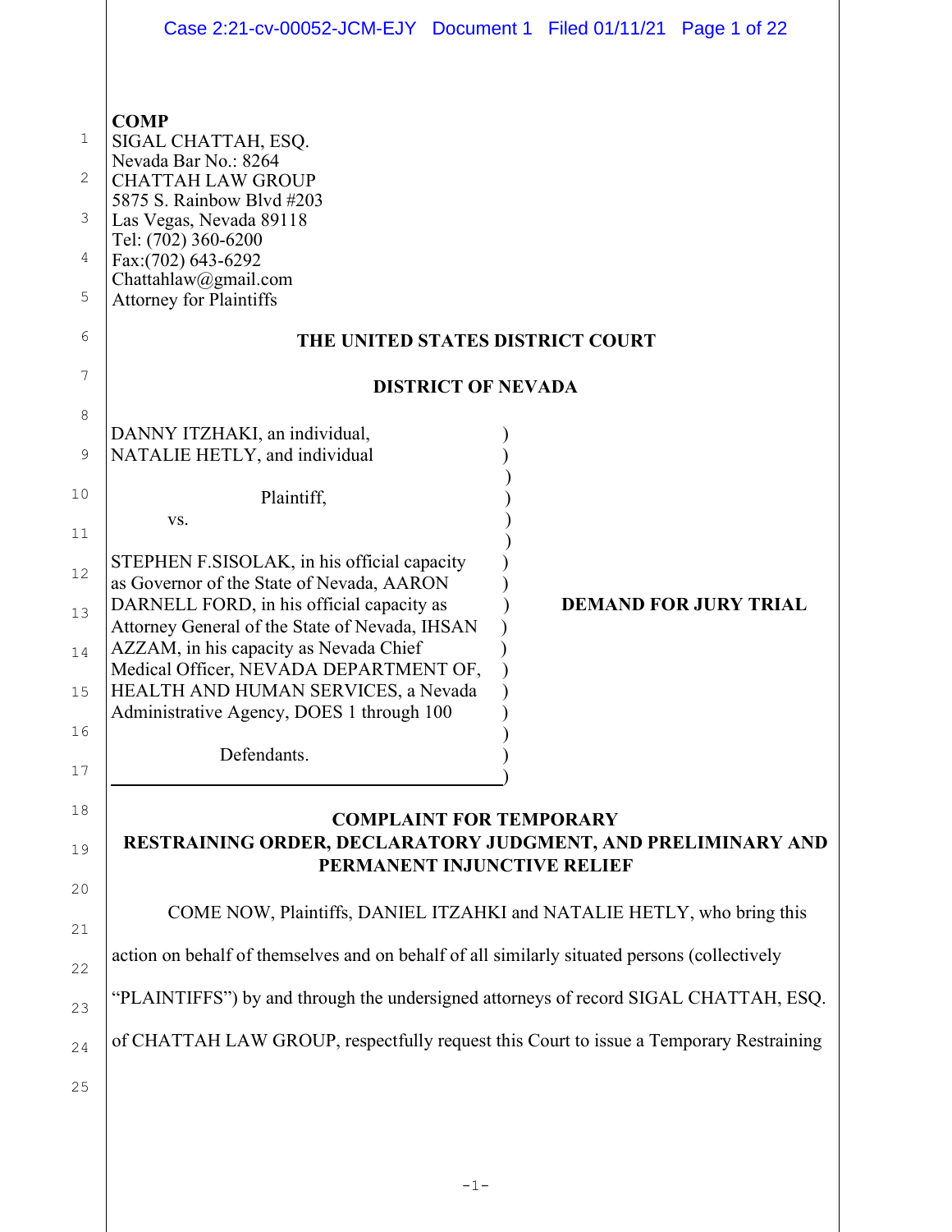**COMP**
SIGAL CHATTAH, ESQ.
Nevada Bar No.: 8264
CHATTAH LAW GROUP
5875 S. Rainbow Blvd #203
Las Vegas, Nevada 89118
Tel: (702) 360-6200
Fax:(702) 643-6292
Chattahlaw@gmail.com
Attorney for Plaintiffs

**THE UNITED STATES DISTRICT COURT**

**DISTRICT OF NEVADA**

DANNY ITZHAKI, an individual,
NATALIE HETLY, and individual

Plaintiff,

vs.

STEPHEN F.SISOLAK, in his official capacity as Governor of the State of Nevada, AARON DARNELL FORD, in his official capacity as Attorney General of the State of Nevada, IHSAN AZZAM, in his capacity as Nevada Chief Medical Officer, NEVADA DEPARTMENT OF, HEALTH AND HUMAN SERVICES, a Nevada Administrative Agency, DOES 1 through 100

Defendants.

**DEMAND FOR JURY TRIAL**

**COMPLAINT FOR TEMPORARY RESTRAINING ORDER, DECLARATORY JUDGMENT, AND PRELIMINARY AND PERMANENT INJUNCTIVE RELIEF**

COME NOW, Plaintiffs, DANIEL ITZAHKI and NATALIE HETLY, who bring this action on behalf of themselves and on behalf of all similarly situated persons (collectively "PLAINTIFFS") by and through the undersigned attorneys of record SIGAL CHATTAH, ESQ. of CHATTAH LAW GROUP, respectfully request this Court to issue a Temporary Restraining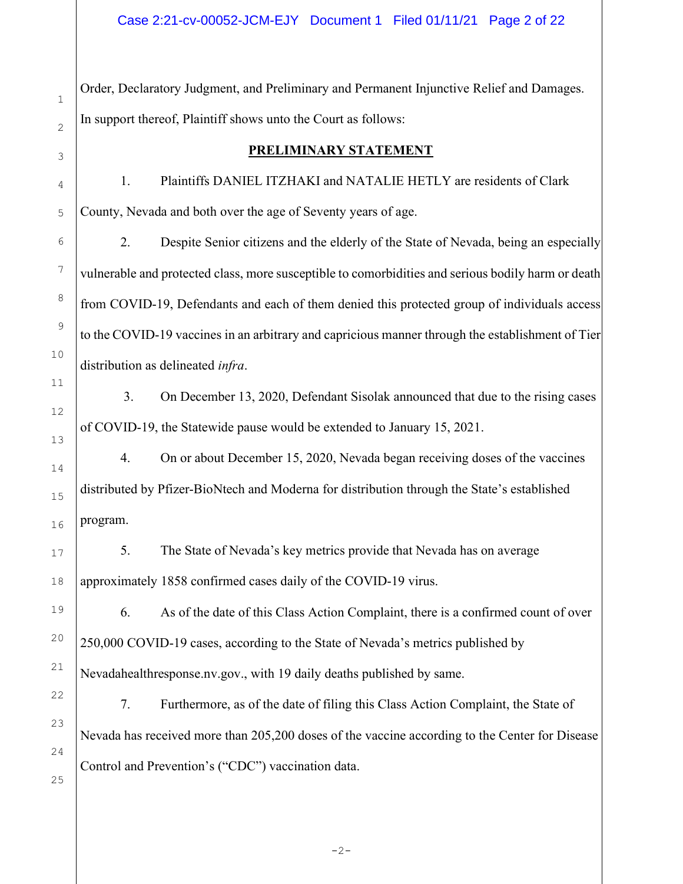Order, Declaratory Judgment, and Preliminary and Permanent Injunctive Relief and Damages. In support thereof, Plaintiff shows unto the Court as follows:

## PRELIMINARY STATEMENT

1. Plaintiffs DANIEL ITZHAKI and NATALIE HETLY are residents of Clark County, Nevada and both over the age of Seventy years of age.

2. Despite Senior citizens and the elderly of the State of Nevada, being an especially vulnerable and protected class, more susceptible to comorbidities and serious bodily harm or death from COVID-19, Defendants and each of them denied this protected group of individuals access to the COVID-19 vaccines in an arbitrary and capricious manner through the establishment of Tier distribution as delineated *infra*.

3. On December 13, 2020, Defendant Sisolak announced that due to the rising cases of COVID-19, the Statewide pause would be extended to January 15, 2021.

4. On or about December 15, 2020, Nevada began receiving doses of the vaccines distributed by Pfizer-BioNtech and Moderna for distribution through the State's established program.

5. The State of Nevada's key metrics provide that Nevada has on average approximately 1858 confirmed cases daily of the COVID-19 virus.

6. As of the date of this Class Action Complaint, there is a confirmed count of over 250,000 COVID-19 cases, according to the State of Nevada's metrics published by Nevadahealthresponse.nv.gov., with 19 daily deaths published by same.

7. Furthermore, as of the date of filing this Class Action Complaint, the State of Nevada has received more than 205,200 doses of the vaccine according to the Center for Disease Control and Prevention's ("CDC") vaccination data.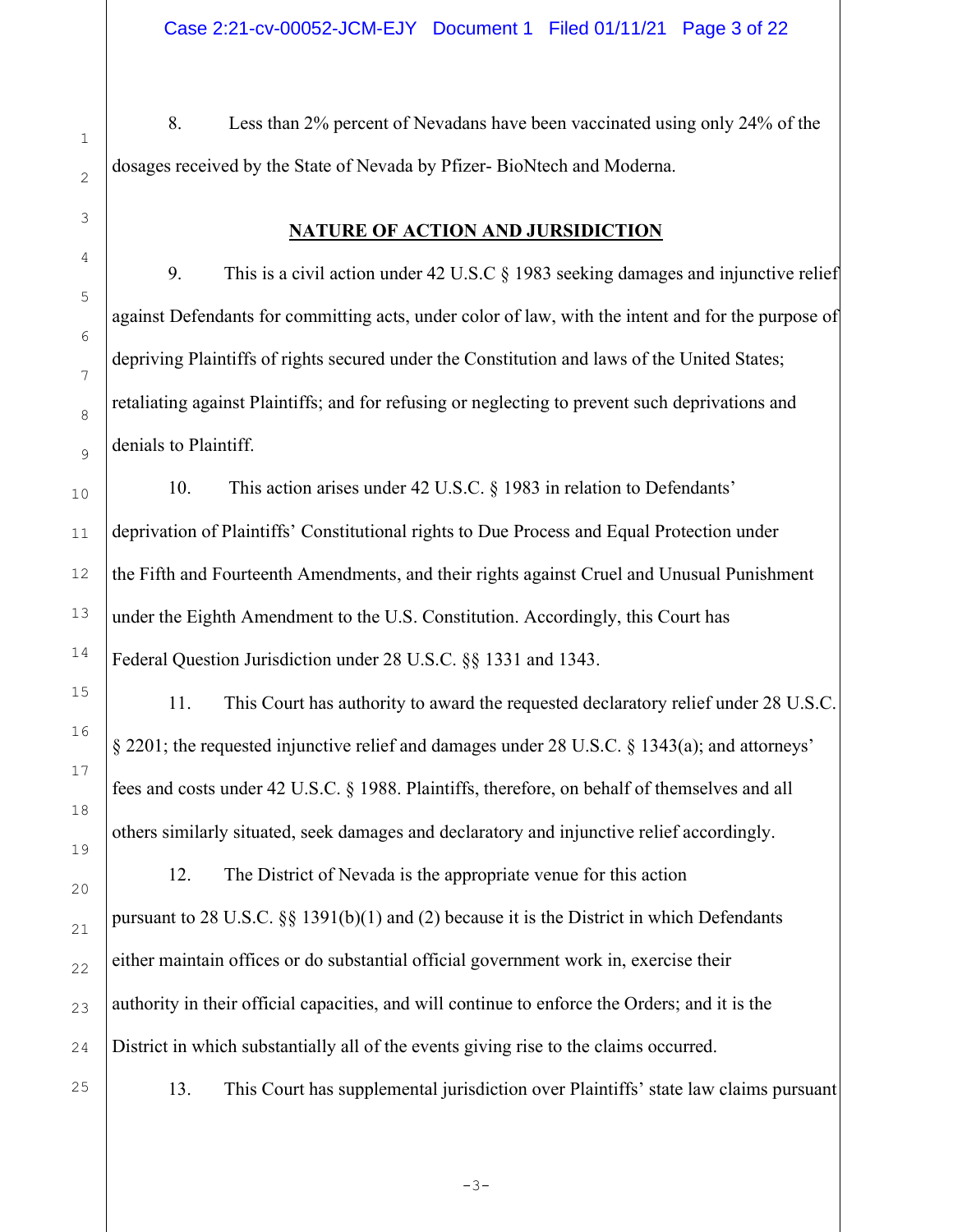8. Less than 2% percent of Nevadans have been vaccinated using only 24% of the dosages received by the State of Nevada by Pfizer- BioNtech and Moderna.

## NATURE OF ACTION AND JURSIDICTION

9. This is a civil action under 42 U.S.C § 1983 seeking damages and injunctive relief against Defendants for committing acts, under color of law, with the intent and for the purpose of depriving Plaintiffs of rights secured under the Constitution and laws of the United States; retaliating against Plaintiffs; and for refusing or neglecting to prevent such deprivations and denials to Plaintiff.

10. This action arises under 42 U.S.C. § 1983 in relation to Defendants' deprivation of Plaintiffs' Constitutional rights to Due Process and Equal Protection under the Fifth and Fourteenth Amendments, and their rights against Cruel and Unusual Punishment under the Eighth Amendment to the U.S. Constitution. Accordingly, this Court has Federal Question Jurisdiction under 28 U.S.C. §§ 1331 and 1343.

11. This Court has authority to award the requested declaratory relief under 28 U.S.C. § 2201; the requested injunctive relief and damages under 28 U.S.C. § 1343(a); and attorneys' fees and costs under 42 U.S.C. § 1988. Plaintiffs, therefore, on behalf of themselves and all others similarly situated, seek damages and declaratory and injunctive relief accordingly.

12. The District of Nevada is the appropriate venue for this action pursuant to 28 U.S.C. §§ 1391(b)(1) and (2) because it is the District in which Defendants either maintain offices or do substantial official government work in, exercise their authority in their official capacities, and will continue to enforce the Orders; and it is the District in which substantially all of the events giving rise to the claims occurred.

13. This Court has supplemental jurisdiction over Plaintiffs' state law claims pursuant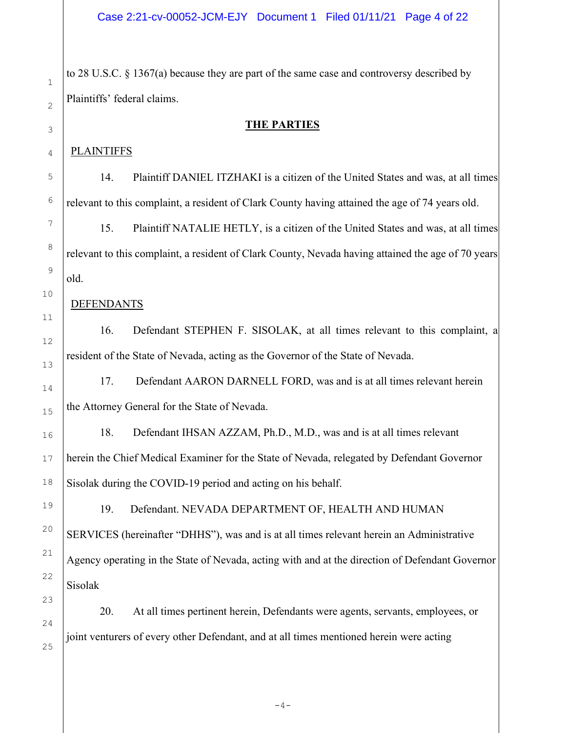to 28 U.S.C. § 1367(a) because they are part of the same case and controversy described by Plaintiffs' federal claims.

## THE PARTIES

PLAINTIFFS

14. Plaintiff DANIEL ITZHAKI is a citizen of the United States and was, at all times relevant to this complaint, a resident of Clark County having attained the age of 74 years old.

15. Plaintiff NATALIE HETLY, is a citizen of the United States and was, at all times relevant to this complaint, a resident of Clark County, Nevada having attained the age of 70 years old.

DEFENDANTS

16. Defendant STEPHEN F. SISOLAK, at all times relevant to this complaint, a resident of the State of Nevada, acting as the Governor of the State of Nevada.

17. Defendant AARON DARNELL FORD, was and is at all times relevant herein the Attorney General for the State of Nevada.

18. Defendant IHSAN AZZAM, Ph.D., M.D., was and is at all times relevant herein the Chief Medical Examiner for the State of Nevada, relegated by Defendant Governor Sisolak during the COVID-19 period and acting on his behalf.

19. Defendant. NEVADA DEPARTMENT OF, HEALTH AND HUMAN SERVICES (hereinafter "DHHS"), was and is at all times relevant herein an Administrative Agency operating in the State of Nevada, acting with and at the direction of Defendant Governor Sisolak

20. At all times pertinent herein, Defendants were agents, servants, employees, or joint venturers of every other Defendant, and at all times mentioned herein were acting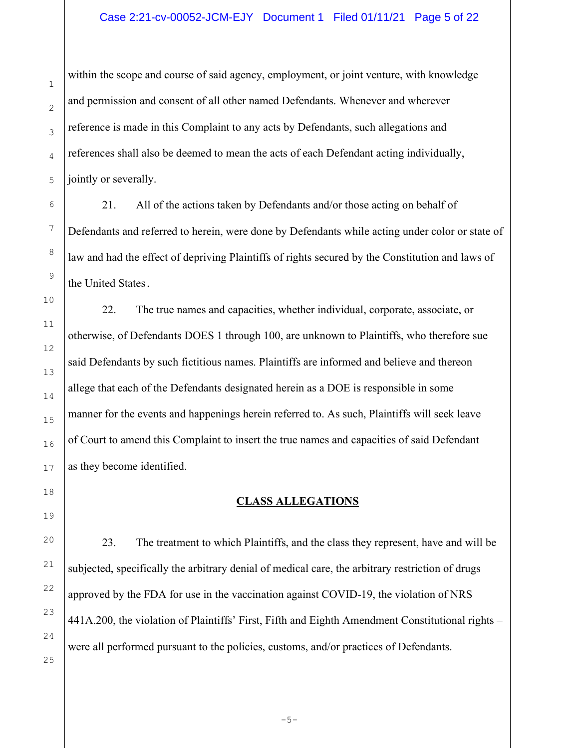within the scope and course of said agency, employment, or joint venture, with knowledge and permission and consent of all other named Defendants. Whenever and wherever reference is made in this Complaint to any acts by Defendants, such allegations and references shall also be deemed to mean the acts of each Defendant acting individually, jointly or severally.

21. All of the actions taken by Defendants and/or those acting on behalf of Defendants and referred to herein, were done by Defendants while acting under color or state of law and had the effect of depriving Plaintiffs of rights secured by the Constitution and laws of the United States.

22. The true names and capacities, whether individual, corporate, associate, or otherwise, of Defendants DOES 1 through 100, are unknown to Plaintiffs, who therefore sue said Defendants by such fictitious names. Plaintiffs are informed and believe and thereon allege that each of the Defendants designated herein as a DOE is responsible in some manner for the events and happenings herein referred to. As such, Plaintiffs will seek leave of Court to amend this Complaint to insert the true names and capacities of said Defendant as they become identified.

## CLASS ALLEGATIONS

23. The treatment to which Plaintiffs, and the class they represent, have and will be subjected, specifically the arbitrary denial of medical care, the arbitrary restriction of drugs approved by the FDA for use in the vaccination against COVID-19, the violation of NRS 441A.200, the violation of Plaintiffs' First, Fifth and Eighth Amendment Constitutional rights – were all performed pursuant to the policies, customs, and/or practices of Defendants.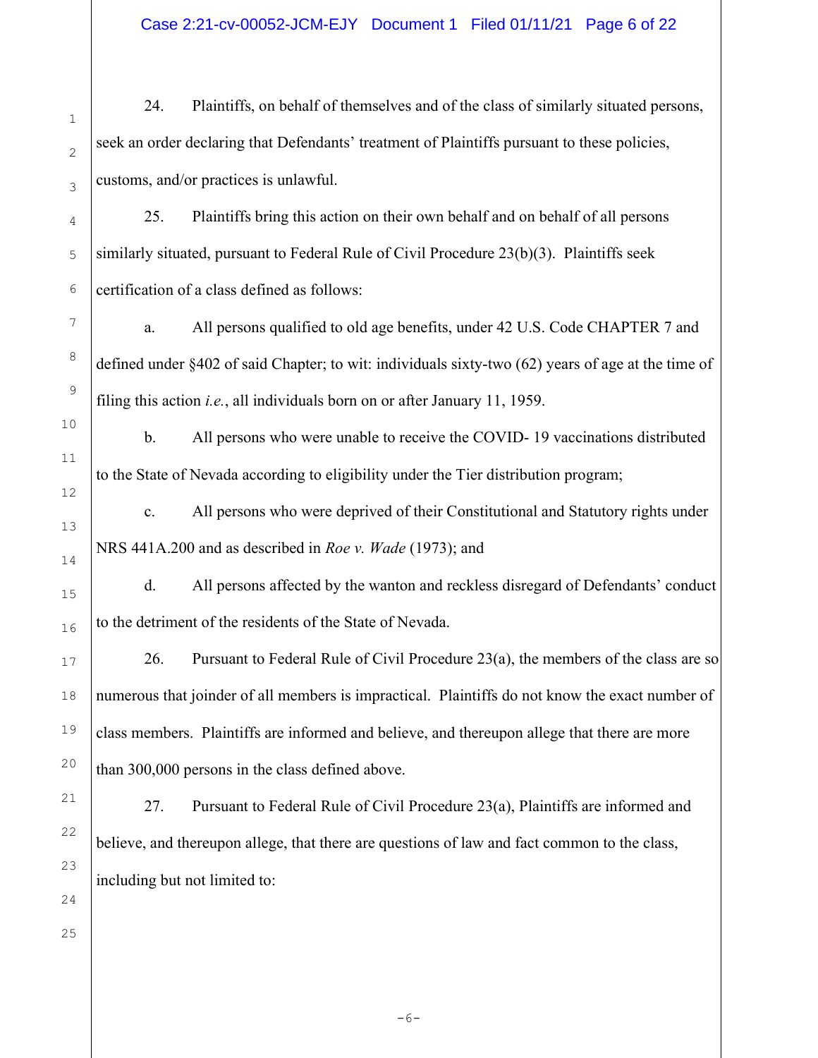24. Plaintiffs, on behalf of themselves and of the class of similarly situated persons, seek an order declaring that Defendants' treatment of Plaintiffs pursuant to these policies, customs, and/or practices is unlawful.

25. Plaintiffs bring this action on their own behalf and on behalf of all persons similarly situated, pursuant to Federal Rule of Civil Procedure 23(b)(3). Plaintiffs seek certification of a class defined as follows:

a. All persons qualified to old age benefits, under 42 U.S. Code CHAPTER 7 and defined under §402 of said Chapter; to wit: individuals sixty-two (62) years of age at the time of filing this action *i.e.*, all individuals born on or after January 11, 1959.

b. All persons who were unable to receive the COVID- 19 vaccinations distributed to the State of Nevada according to eligibility under the Tier distribution program;

c. All persons who were deprived of their Constitutional and Statutory rights under NRS 441A.200 and as described in *Roe v. Wade* (1973); and

d. All persons affected by the wanton and reckless disregard of Defendants' conduct to the detriment of the residents of the State of Nevada.

26. Pursuant to Federal Rule of Civil Procedure 23(a), the members of the class are so numerous that joinder of all members is impractical. Plaintiffs do not know the exact number of class members. Plaintiffs are informed and believe, and thereupon allege that there are more than 300,000 persons in the class defined above.

27. Pursuant to Federal Rule of Civil Procedure 23(a), Plaintiffs are informed and believe, and thereupon allege, that there are questions of law and fact common to the class, including but not limited to: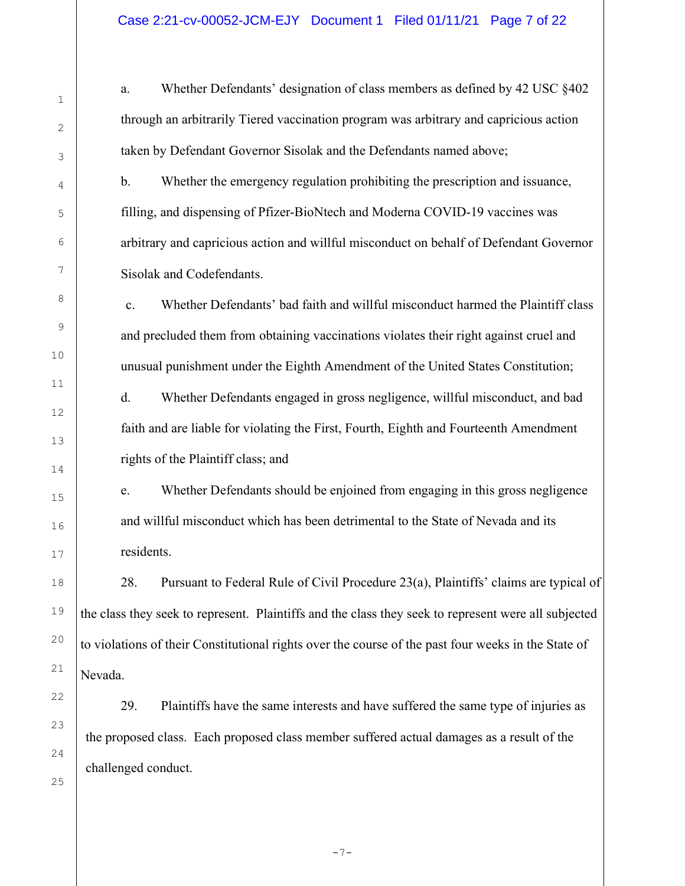a. Whether Defendants' designation of class members as defined by 42 USC §402 through an arbitrarily Tiered vaccination program was arbitrary and capricious action taken by Defendant Governor Sisolak and the Defendants named above;

b. Whether the emergency regulation prohibiting the prescription and issuance, filling, and dispensing of Pfizer-BioNtech and Moderna COVID-19 vaccines was arbitrary and capricious action and willful misconduct on behalf of Defendant Governor Sisolak and Codefendants.

c. Whether Defendants' bad faith and willful misconduct harmed the Plaintiff class and precluded them from obtaining vaccinations violates their right against cruel and unusual punishment under the Eighth Amendment of the United States Constitution;

d. Whether Defendants engaged in gross negligence, willful misconduct, and bad faith and are liable for violating the First, Fourth, Eighth and Fourteenth Amendment rights of the Plaintiff class; and

e. Whether Defendants should be enjoined from engaging in this gross negligence and willful misconduct which has been detrimental to the State of Nevada and its residents.

28. Pursuant to Federal Rule of Civil Procedure 23(a), Plaintiffs' claims are typical of the class they seek to represent. Plaintiffs and the class they seek to represent were all subjected to violations of their Constitutional rights over the course of the past four weeks in the State of Nevada.

29. Plaintiffs have the same interests and have suffered the same type of injuries as the proposed class. Each proposed class member suffered actual damages as a result of the challenged conduct.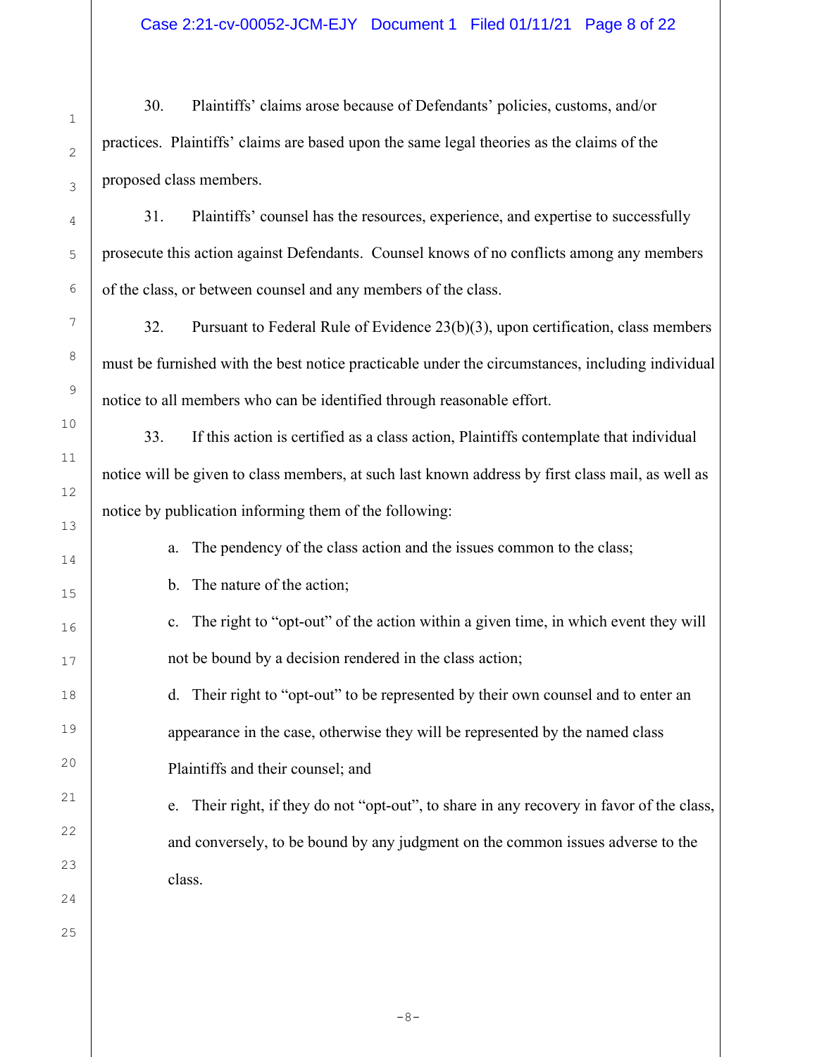30. Plaintiffs' claims arose because of Defendants' policies, customs, and/or practices. Plaintiffs' claims are based upon the same legal theories as the claims of the proposed class members.

31. Plaintiffs' counsel has the resources, experience, and expertise to successfully prosecute this action against Defendants. Counsel knows of no conflicts among any members of the class, or between counsel and any members of the class.

32. Pursuant to Federal Rule of Evidence 23(b)(3), upon certification, class members must be furnished with the best notice practicable under the circumstances, including individual notice to all members who can be identified through reasonable effort.

33. If this action is certified as a class action, Plaintiffs contemplate that individual notice will be given to class members, at such last known address by first class mail, as well as notice by publication informing them of the following:

a. The pendency of the class action and the issues common to the class;

b. The nature of the action;

c. The right to "opt-out" of the action within a given time, in which event they will not be bound by a decision rendered in the class action;

d. Their right to "opt-out" to be represented by their own counsel and to enter an appearance in the case, otherwise they will be represented by the named class Plaintiffs and their counsel; and

e. Their right, if they do not "opt-out", to share in any recovery in favor of the class, and conversely, to be bound by any judgment on the common issues adverse to the class.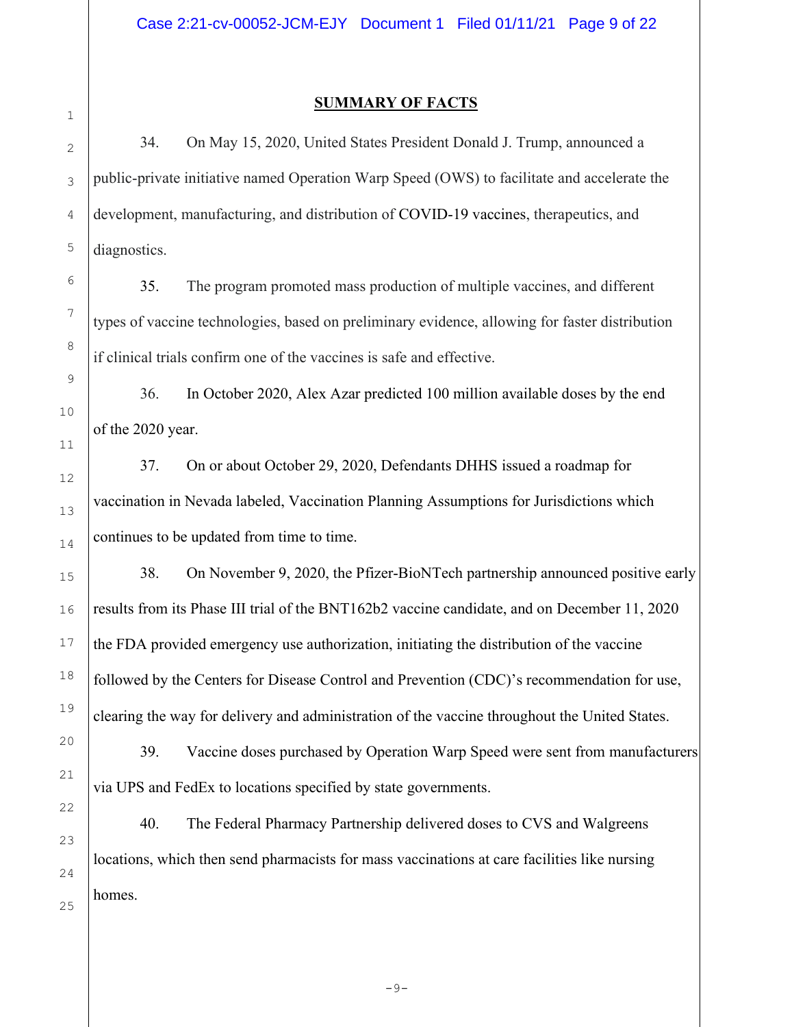## SUMMARY OF FACTS

34. On May 15, 2020, United States President Donald J. Trump, announced a public-private initiative named Operation Warp Speed (OWS) to facilitate and accelerate the development, manufacturing, and distribution of COVID-19 vaccines, therapeutics, and diagnostics.

35. The program promoted mass production of multiple vaccines, and different types of vaccine technologies, based on preliminary evidence, allowing for faster distribution if clinical trials confirm one of the vaccines is safe and effective.

36. In October 2020, Alex Azar predicted 100 million available doses by the end of the 2020 year.

37. On or about October 29, 2020, Defendants DHHS issued a roadmap for vaccination in Nevada labeled, Vaccination Planning Assumptions for Jurisdictions which continues to be updated from time to time.

38. On November 9, 2020, the Pfizer-BioNTech partnership announced positive early results from its Phase III trial of the BNT162b2 vaccine candidate, and on December 11, 2020 the FDA provided emergency use authorization, initiating the distribution of the vaccine followed by the Centers for Disease Control and Prevention (CDC)'s recommendation for use, clearing the way for delivery and administration of the vaccine throughout the United States.

39. Vaccine doses purchased by Operation Warp Speed were sent from manufacturers via UPS and FedEx to locations specified by state governments.

40. The Federal Pharmacy Partnership delivered doses to CVS and Walgreens locations, which then send pharmacists for mass vaccinations at care facilities like nursing homes.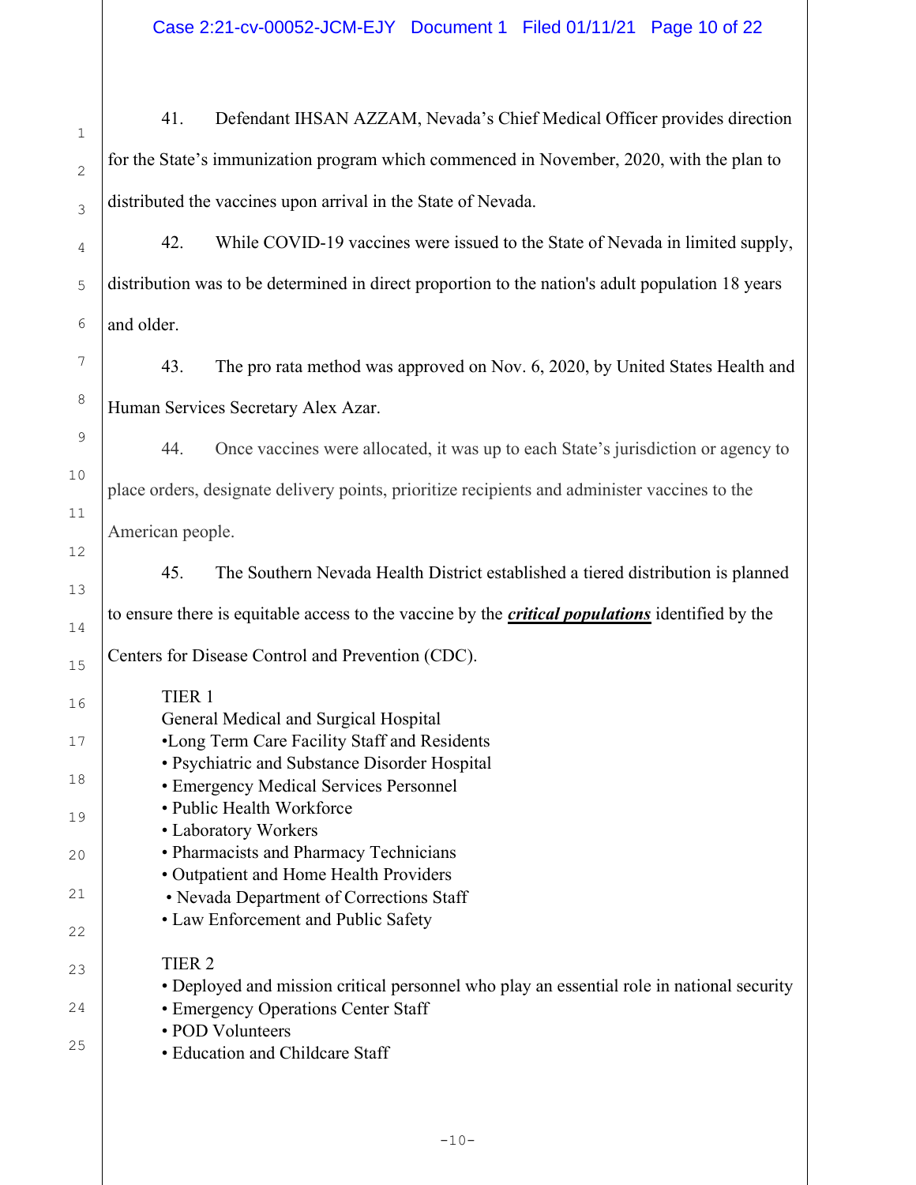41. Defendant IHSAN AZZAM, Nevada's Chief Medical Officer provides direction for the State's immunization program which commenced in November, 2020, with the plan to distributed the vaccines upon arrival in the State of Nevada.

42. While COVID-19 vaccines were issued to the State of Nevada in limited supply, distribution was to be determined in direct proportion to the nation's adult population 18 years and older.

43. The pro rata method was approved on Nov. 6, 2020, by United States Health and Human Services Secretary Alex Azar.

44. Once vaccines were allocated, it was up to each State's jurisdiction or agency to place orders, designate delivery points, prioritize recipients and administer vaccines to the American people.

45. The Southern Nevada Health District established a tiered distribution is planned to ensure there is equitable access to the vaccine by the ***critical populations*** identified by the Centers for Disease Control and Prevention (CDC).

TIER 1
General Medical and Surgical Hospital
- Long Term Care Facility Staff and Residents
- Psychiatric and Substance Disorder Hospital
- Emergency Medical Services Personnel
- Public Health Workforce
- Laboratory Workers
- Pharmacists and Pharmacy Technicians
- Outpatient and Home Health Providers
- Nevada Department of Corrections Staff
- Law Enforcement and Public Safety

TIER 2
- Deployed and mission critical personnel who play an essential role in national security
- Emergency Operations Center Staff
- POD Volunteers
- Education and Childcare Staff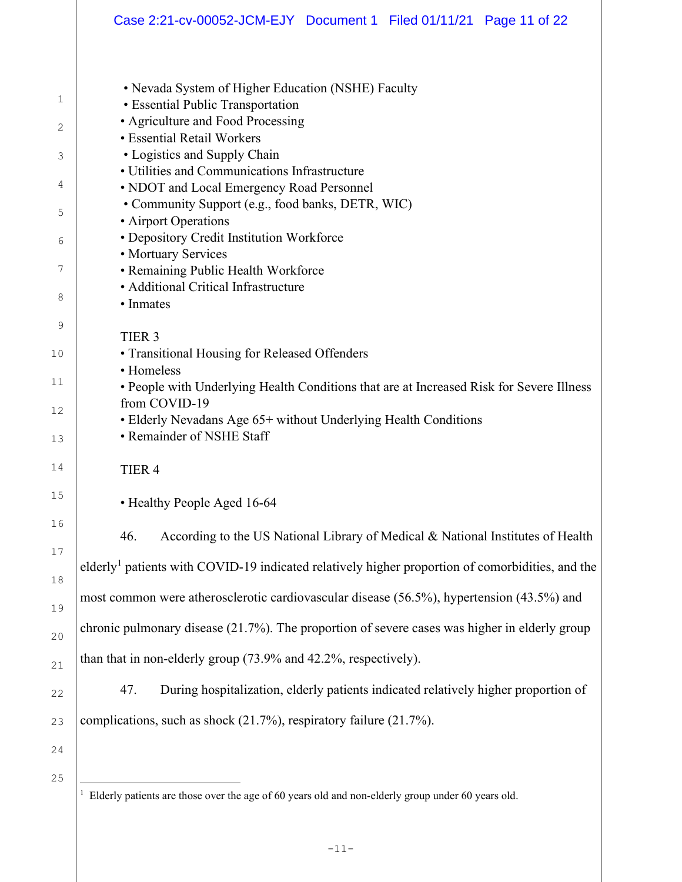- Nevada System of Higher Education (NSHE) Faculty
- Essential Public Transportation
- Agriculture and Food Processing
- Essential Retail Workers
- Logistics and Supply Chain
- Utilities and Communications Infrastructure
- NDOT and Local Emergency Road Personnel
- Community Support (e.g., food banks, DETR, WIC)
- Airport Operations
- Depository Credit Institution Workforce
- Mortuary Services
- Remaining Public Health Workforce
- Additional Critical Infrastructure
- Inmates

TIER 3

- Transitional Housing for Released Offenders
- Homeless
- People with Underlying Health Conditions that are at Increased Risk for Severe Illness from COVID-19
- Elderly Nevadans Age 65+ without Underlying Health Conditions
- Remainder of NSHE Staff

TIER 4

- Healthy People Aged 16-64

46. According to the US National Library of Medical & National Institutes of Health elderly[1] patients with COVID-19 indicated relatively higher proportion of comorbidities, and the most common were atherosclerotic cardiovascular disease (56.5%), hypertension (43.5%) and chronic pulmonary disease (21.7%). The proportion of severe cases was higher in elderly group than that in non-elderly group (73.9% and 42.2%, respectively).

47. During hospitalization, elderly patients indicated relatively higher proportion of complications, such as shock (21.7%), respiratory failure (21.7%).

[1] Elderly patients are those over the age of 60 years old and non-elderly group under 60 years old.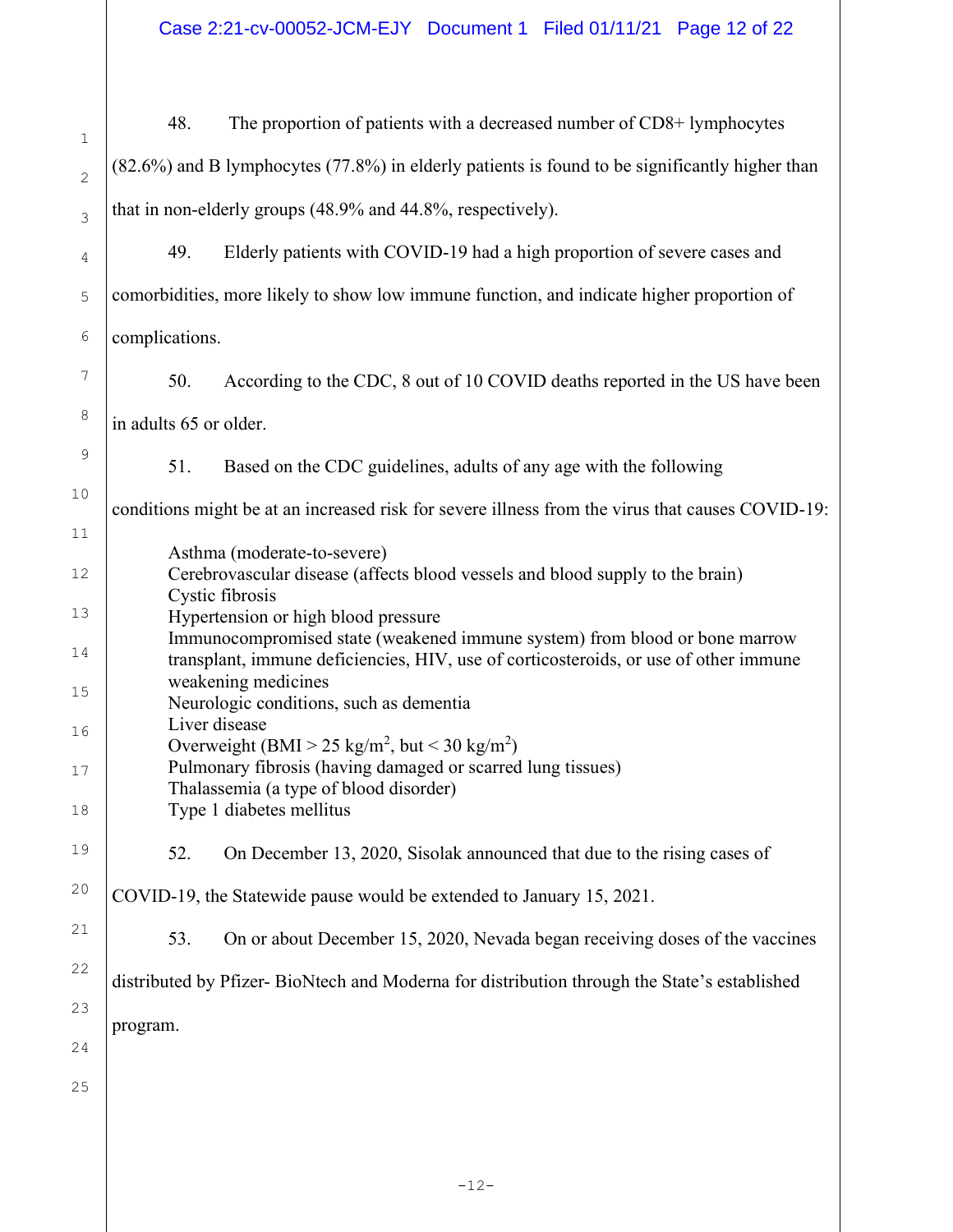48. The proportion of patients with a decreased number of CD8+ lymphocytes (82.6%) and B lymphocytes (77.8%) in elderly patients is found to be significantly higher than that in non-elderly groups (48.9% and 44.8%, respectively).

49. Elderly patients with COVID-19 had a high proportion of severe cases and comorbidities, more likely to show low immune function, and indicate higher proportion of complications.

50. According to the CDC, 8 out of 10 COVID deaths reported in the US have been in adults 65 or older.

51. Based on the CDC guidelines, adults of any age with the following conditions might be at an increased risk for severe illness from the virus that causes COVID-19:

Asthma (moderate-to-severe)
Cerebrovascular disease (affects blood vessels and blood supply to the brain)
Cystic fibrosis
Hypertension or high blood pressure
Immunocompromised state (weakened immune system) from blood or bone marrow transplant, immune deficiencies, HIV, use of corticosteroids, or use of other immune weakening medicines
Neurologic conditions, such as dementia
Liver disease
Overweight (BMI > 25 $kg/m^2$, but < 30 $kg/m^2$)
Pulmonary fibrosis (having damaged or scarred lung tissues)
Thalassemia (a type of blood disorder)
Type 1 diabetes mellitus

52. On December 13, 2020, Sisolak announced that due to the rising cases of COVID-19, the Statewide pause would be extended to January 15, 2021.

53. On or about December 15, 2020, Nevada began receiving doses of the vaccines distributed by Pfizer- BioNtech and Moderna for distribution through the State's established program.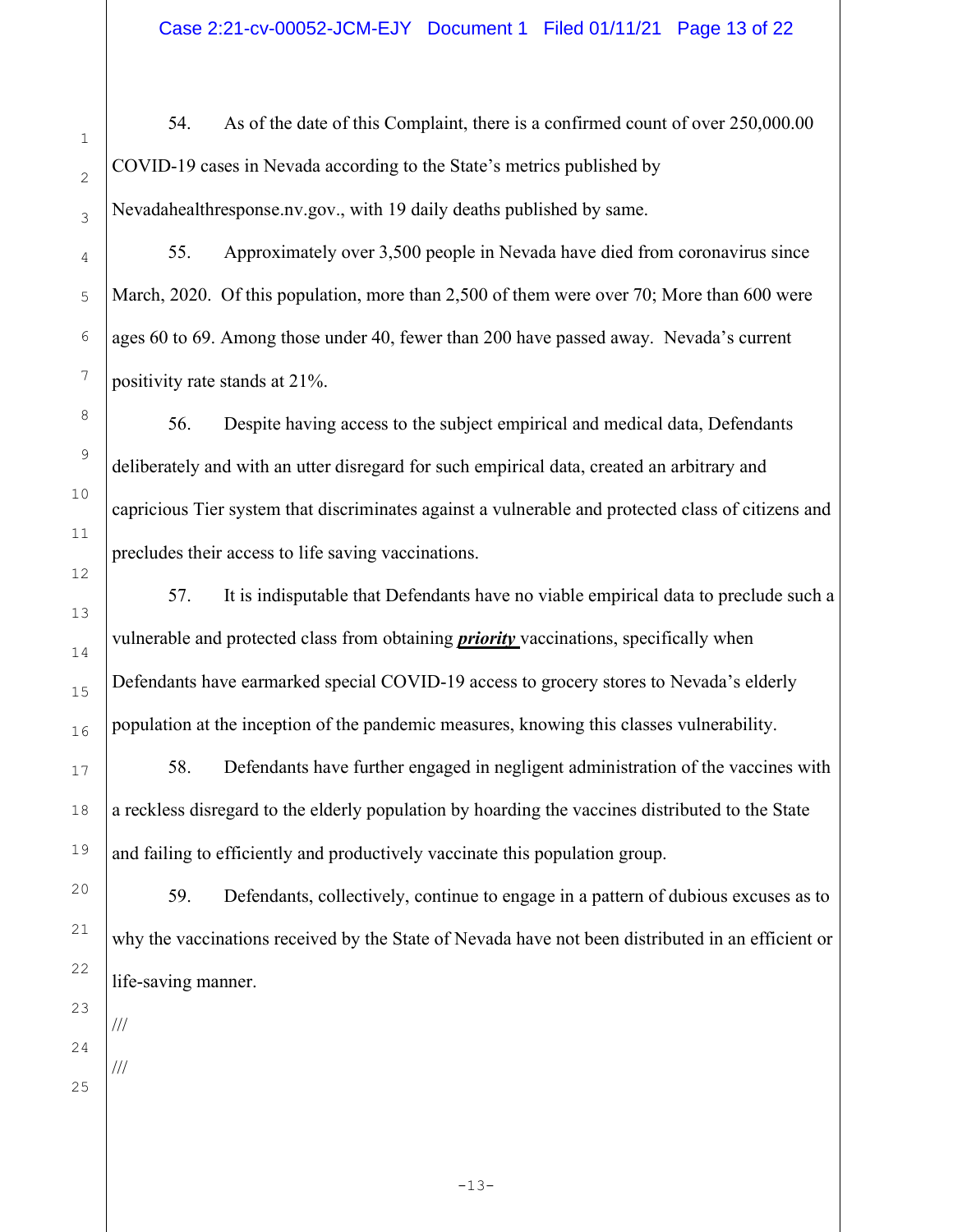54. As of the date of this Complaint, there is a confirmed count of over 250,000.00 COVID-19 cases in Nevada according to the State's metrics published by Nevadahealthresponse.nv.gov., with 19 daily deaths published by same.

55. Approximately over 3,500 people in Nevada have died from coronavirus since March, 2020. Of this population, more than 2,500 of them were over 70; More than 600 were ages 60 to 69. Among those under 40, fewer than 200 have passed away. Nevada's current positivity rate stands at 21%.

56. Despite having access to the subject empirical and medical data, Defendants deliberately and with an utter disregard for such empirical data, created an arbitrary and capricious Tier system that discriminates against a vulnerable and protected class of citizens and precludes their access to life saving vaccinations.

57. It is indisputable that Defendants have no viable empirical data to preclude such a vulnerable and protected class from obtaining ***priority*** vaccinations, specifically when Defendants have earmarked special COVID-19 access to grocery stores to Nevada's elderly population at the inception of the pandemic measures, knowing this classes vulnerability.

58. Defendants have further engaged in negligent administration of the vaccines with a reckless disregard to the elderly population by hoarding the vaccines distributed to the State and failing to efficiently and productively vaccinate this population group.

59. Defendants, collectively, continue to engage in a pattern of dubious excuses as to why the vaccinations received by the State of Nevada have not been distributed in an efficient or life-saving manner.

///

///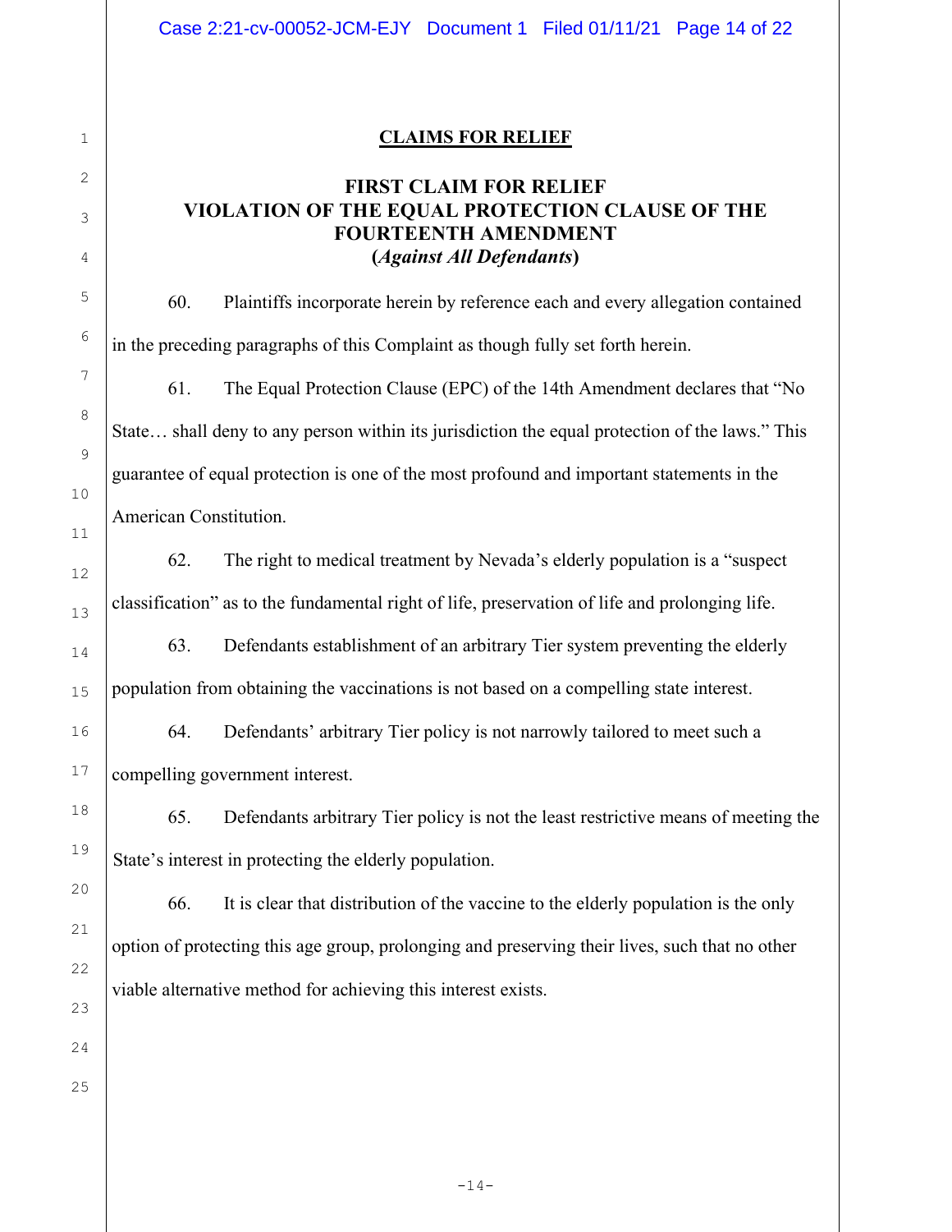## CLAIMS FOR RELIEF

### FIRST CLAIM FOR RELIEF
### VIOLATION OF THE EQUAL PROTECTION CLAUSE OF THE FOURTEENTH AMENDMENT
### (*Against All Defendants*)

60. Plaintiffs incorporate herein by reference each and every allegation contained in the preceding paragraphs of this Complaint as though fully set forth herein.

61. The Equal Protection Clause (EPC) of the 14th Amendment declares that "No State… shall deny to any person within its jurisdiction the equal protection of the laws." This guarantee of equal protection is one of the most profound and important statements in the American Constitution.

62. The right to medical treatment by Nevada's elderly population is a "suspect classification" as to the fundamental right of life, preservation of life and prolonging life.

63. Defendants establishment of an arbitrary Tier system preventing the elderly population from obtaining the vaccinations is not based on a compelling state interest.

64. Defendants' arbitrary Tier policy is not narrowly tailored to meet such a compelling government interest.

65. Defendants arbitrary Tier policy is not the least restrictive means of meeting the State's interest in protecting the elderly population.

66. It is clear that distribution of the vaccine to the elderly population is the only option of protecting this age group, prolonging and preserving their lives, such that no other viable alternative method for achieving this interest exists.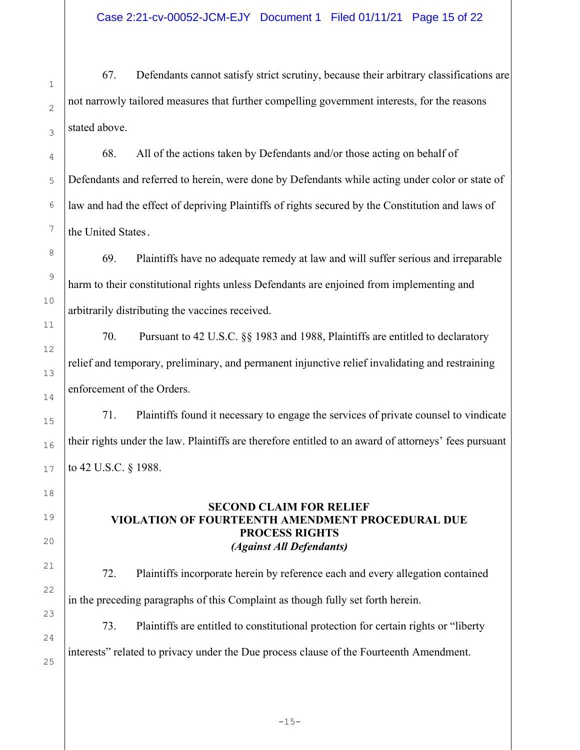67. Defendants cannot satisfy strict scrutiny, because their arbitrary classifications are not narrowly tailored measures that further compelling government interests, for the reasons stated above.

68. All of the actions taken by Defendants and/or those acting on behalf of Defendants and referred to herein, were done by Defendants while acting under color or state of law and had the effect of depriving Plaintiffs of rights secured by the Constitution and laws of the United States.

69. Plaintiffs have no adequate remedy at law and will suffer serious and irreparable harm to their constitutional rights unless Defendants are enjoined from implementing and arbitrarily distributing the vaccines received.

70. Pursuant to 42 U.S.C. §§ 1983 and 1988, Plaintiffs are entitled to declaratory relief and temporary, preliminary, and permanent injunctive relief invalidating and restraining enforcement of the Orders.

71. Plaintiffs found it necessary to engage the services of private counsel to vindicate their rights under the law. Plaintiffs are therefore entitled to an award of attorneys' fees pursuant to 42 U.S.C. § 1988.

## SECOND CLAIM FOR RELIEF
## VIOLATION OF FOURTEENTH AMENDMENT PROCEDURAL DUE PROCESS RIGHTS
*(Against All Defendants)*

72. Plaintiffs incorporate herein by reference each and every allegation contained in the preceding paragraphs of this Complaint as though fully set forth herein.

73. Plaintiffs are entitled to constitutional protection for certain rights or "liberty interests" related to privacy under the Due process clause of the Fourteenth Amendment.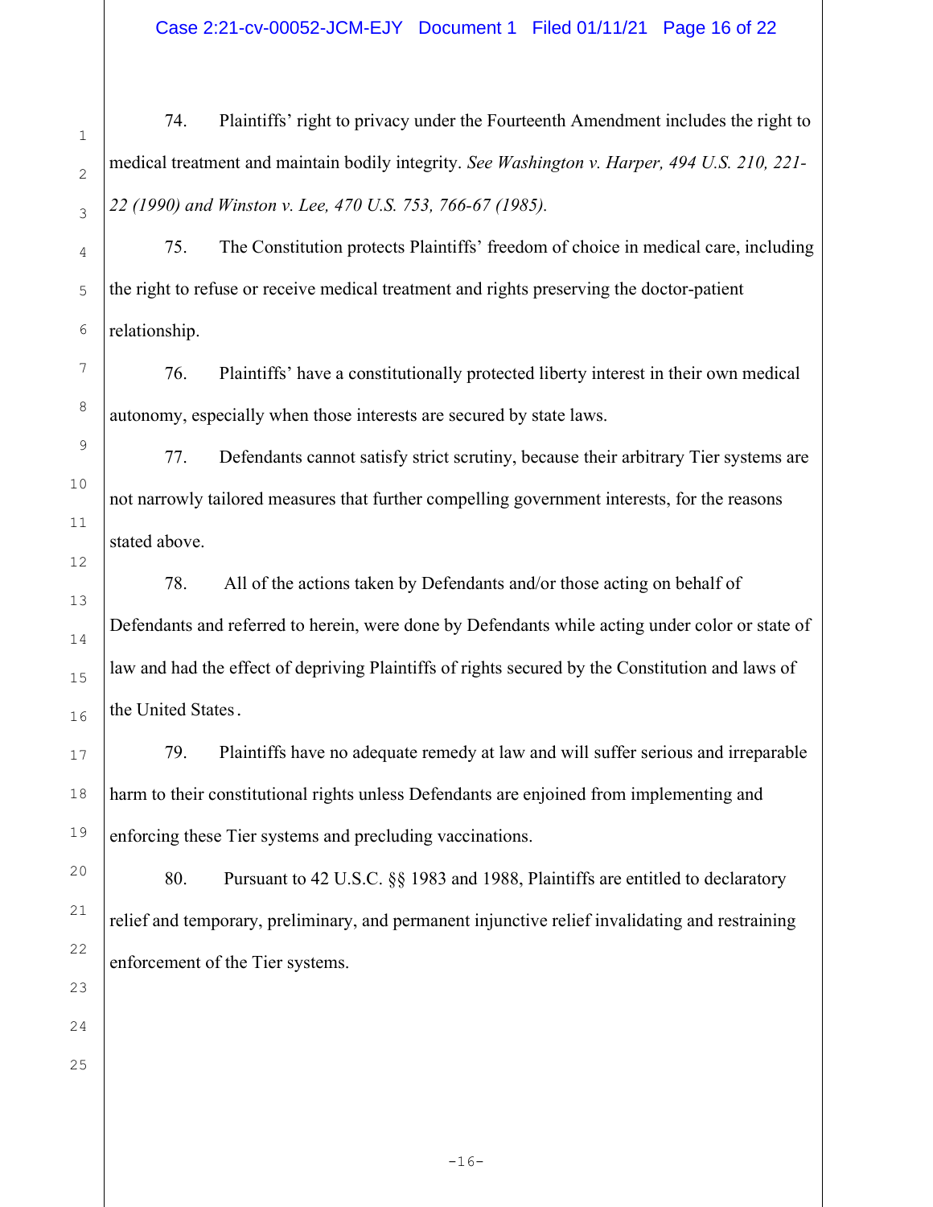74. Plaintiffs' right to privacy under the Fourteenth Amendment includes the right to medical treatment and maintain bodily integrity. *See Washington v. Harper, 494 U.S. 210, 221-22 (1990) and Winston v. Lee, 470 U.S. 753, 766-67 (1985).*

75. The Constitution protects Plaintiffs' freedom of choice in medical care, including the right to refuse or receive medical treatment and rights preserving the doctor-patient relationship.

76. Plaintiffs' have a constitutionally protected liberty interest in their own medical autonomy, especially when those interests are secured by state laws.

77. Defendants cannot satisfy strict scrutiny, because their arbitrary Tier systems are not narrowly tailored measures that further compelling government interests, for the reasons stated above.

78. All of the actions taken by Defendants and/or those acting on behalf of Defendants and referred to herein, were done by Defendants while acting under color or state of law and had the effect of depriving Plaintiffs of rights secured by the Constitution and laws of the United States.

79. Plaintiffs have no adequate remedy at law and will suffer serious and irreparable harm to their constitutional rights unless Defendants are enjoined from implementing and enforcing these Tier systems and precluding vaccinations.

80. Pursuant to 42 U.S.C. §§ 1983 and 1988, Plaintiffs are entitled to declaratory relief and temporary, preliminary, and permanent injunctive relief invalidating and restraining enforcement of the Tier systems.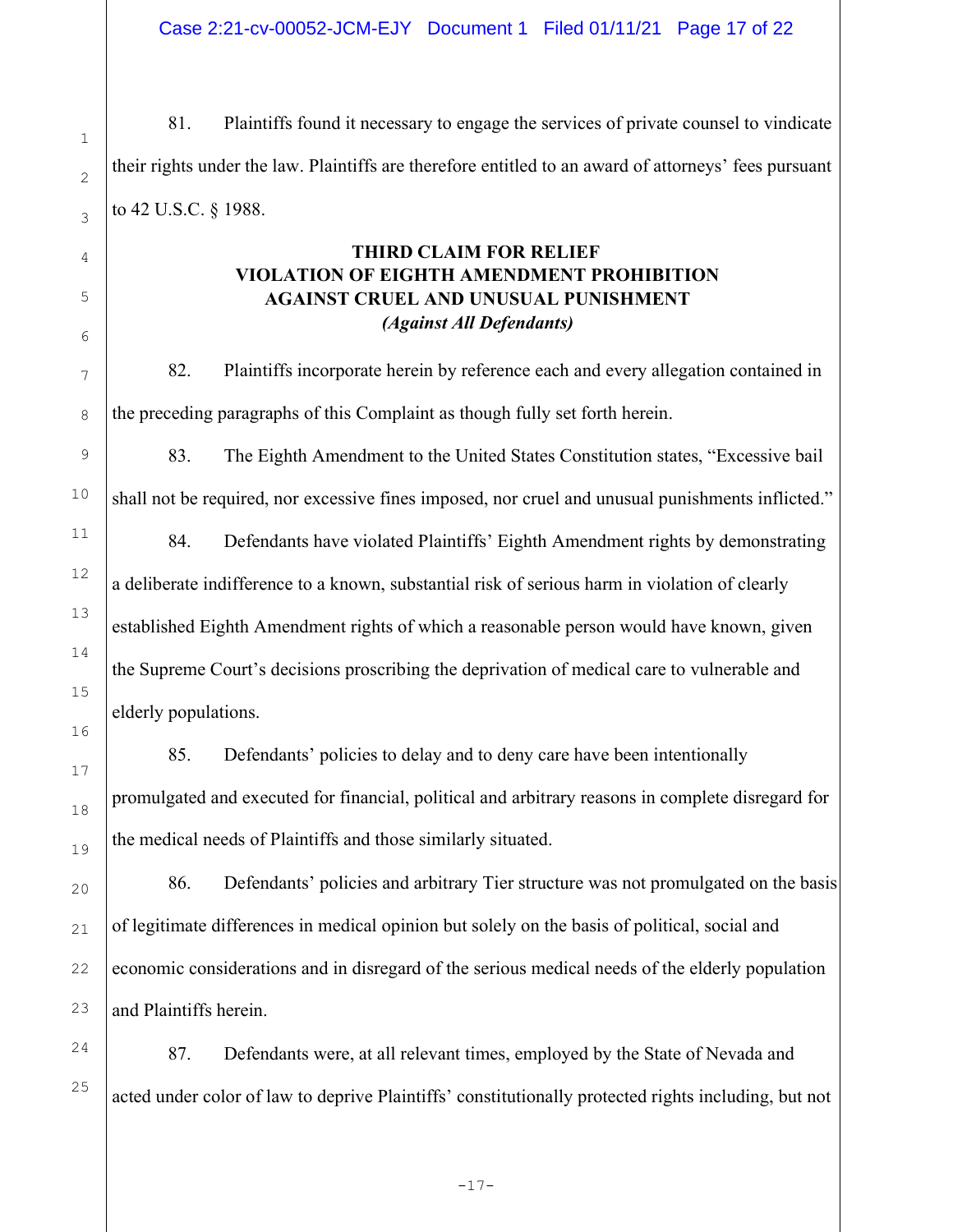81. Plaintiffs found it necessary to engage the services of private counsel to vindicate their rights under the law. Plaintiffs are therefore entitled to an award of attorneys' fees pursuant to 42 U.S.C. § 1988.

**THIRD CLAIM FOR RELIEF**
**VIOLATION OF EIGHTH AMENDMENT PROHIBITION AGAINST CRUEL AND UNUSUAL PUNISHMENT**
***(Against All Defendants)***

82. Plaintiffs incorporate herein by reference each and every allegation contained in the preceding paragraphs of this Complaint as though fully set forth herein.

83. The Eighth Amendment to the United States Constitution states, "Excessive bail shall not be required, nor excessive fines imposed, nor cruel and unusual punishments inflicted."

84. Defendants have violated Plaintiffs' Eighth Amendment rights by demonstrating a deliberate indifference to a known, substantial risk of serious harm in violation of clearly established Eighth Amendment rights of which a reasonable person would have known, given the Supreme Court's decisions proscribing the deprivation of medical care to vulnerable and elderly populations.

85. Defendants' policies to delay and to deny care have been intentionally promulgated and executed for financial, political and arbitrary reasons in complete disregard for the medical needs of Plaintiffs and those similarly situated.

86. Defendants' policies and arbitrary Tier structure was not promulgated on the basis of legitimate differences in medical opinion but solely on the basis of political, social and economic considerations and in disregard of the serious medical needs of the elderly population and Plaintiffs herein.

87. Defendants were, at all relevant times, employed by the State of Nevada and acted under color of law to deprive Plaintiffs' constitutionally protected rights including, but not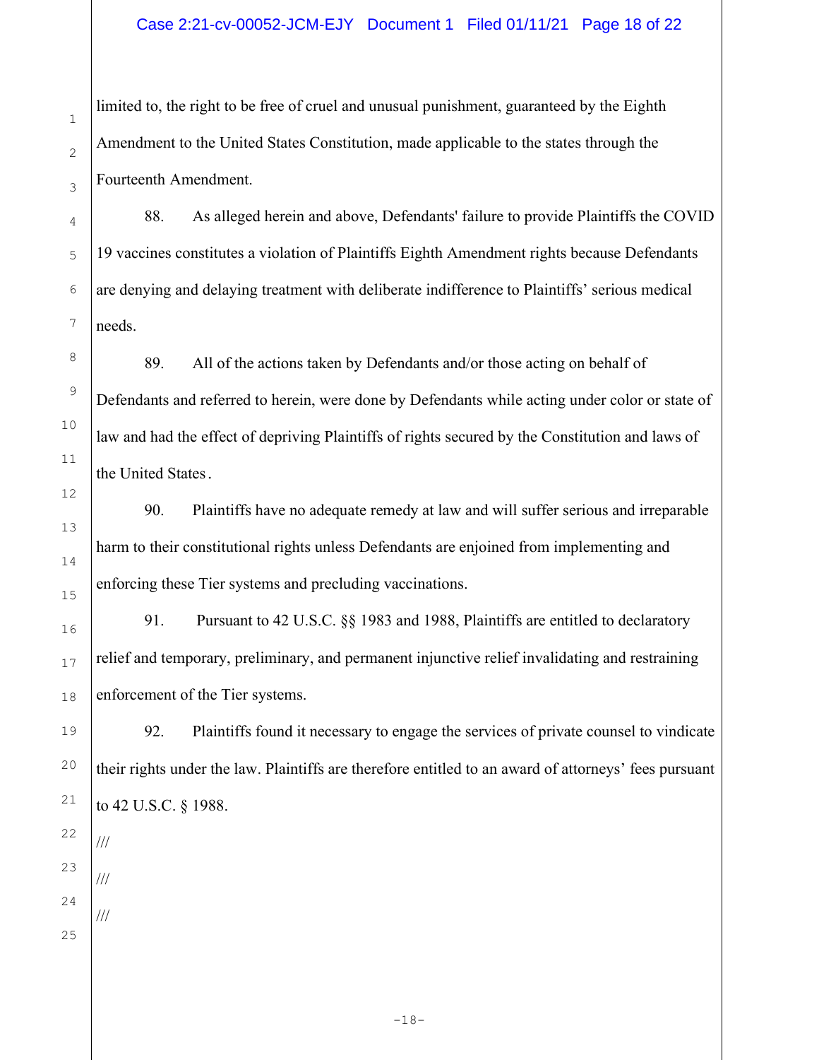limited to, the right to be free of cruel and unusual punishment, guaranteed by the Eighth Amendment to the United States Constitution, made applicable to the states through the Fourteenth Amendment.

88. As alleged herein and above, Defendants' failure to provide Plaintiffs the COVID 19 vaccines constitutes a violation of Plaintiffs Eighth Amendment rights because Defendants are denying and delaying treatment with deliberate indifference to Plaintiffs' serious medical needs.

89. All of the actions taken by Defendants and/or those acting on behalf of Defendants and referred to herein, were done by Defendants while acting under color or state of law and had the effect of depriving Plaintiffs of rights secured by the Constitution and laws of the United States.

90. Plaintiffs have no adequate remedy at law and will suffer serious and irreparable harm to their constitutional rights unless Defendants are enjoined from implementing and enforcing these Tier systems and precluding vaccinations.

91. Pursuant to 42 U.S.C. §§ 1983 and 1988, Plaintiffs are entitled to declaratory relief and temporary, preliminary, and permanent injunctive relief invalidating and restraining enforcement of the Tier systems.

92. Plaintiffs found it necessary to engage the services of private counsel to vindicate their rights under the law. Plaintiffs are therefore entitled to an award of attorneys' fees pursuant to 42 U.S.C. § 1988.

///

///

///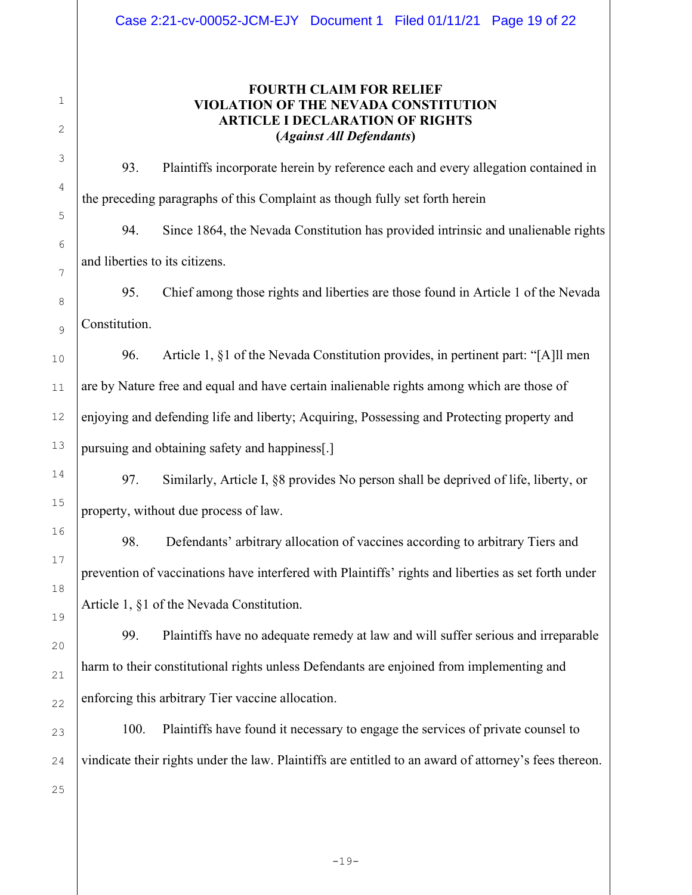## FOURTH CLAIM FOR RELIEF
## VIOLATION OF THE NEVADA CONSTITUTION
## ARTICLE I DECLARATION OF RIGHTS
**(*Against All Defendants*)**

93. Plaintiffs incorporate herein by reference each and every allegation contained in the preceding paragraphs of this Complaint as though fully set forth herein

94. Since 1864, the Nevada Constitution has provided intrinsic and unalienable rights and liberties to its citizens.

95. Chief among those rights and liberties are those found in Article 1 of the Nevada Constitution.

96. Article 1, §1 of the Nevada Constitution provides, in pertinent part: "[A]ll men are by Nature free and equal and have certain inalienable rights among which are those of enjoying and defending life and liberty; Acquiring, Possessing and Protecting property and pursuing and obtaining safety and happiness[.]

97. Similarly, Article I, §8 provides No person shall be deprived of life, liberty, or property, without due process of law.

98. Defendants' arbitrary allocation of vaccines according to arbitrary Tiers and prevention of vaccinations have interfered with Plaintiffs' rights and liberties as set forth under Article 1, §1 of the Nevada Constitution.

99. Plaintiffs have no adequate remedy at law and will suffer serious and irreparable harm to their constitutional rights unless Defendants are enjoined from implementing and enforcing this arbitrary Tier vaccine allocation.

100. Plaintiffs have found it necessary to engage the services of private counsel to vindicate their rights under the law. Plaintiffs are entitled to an award of attorney's fees thereon.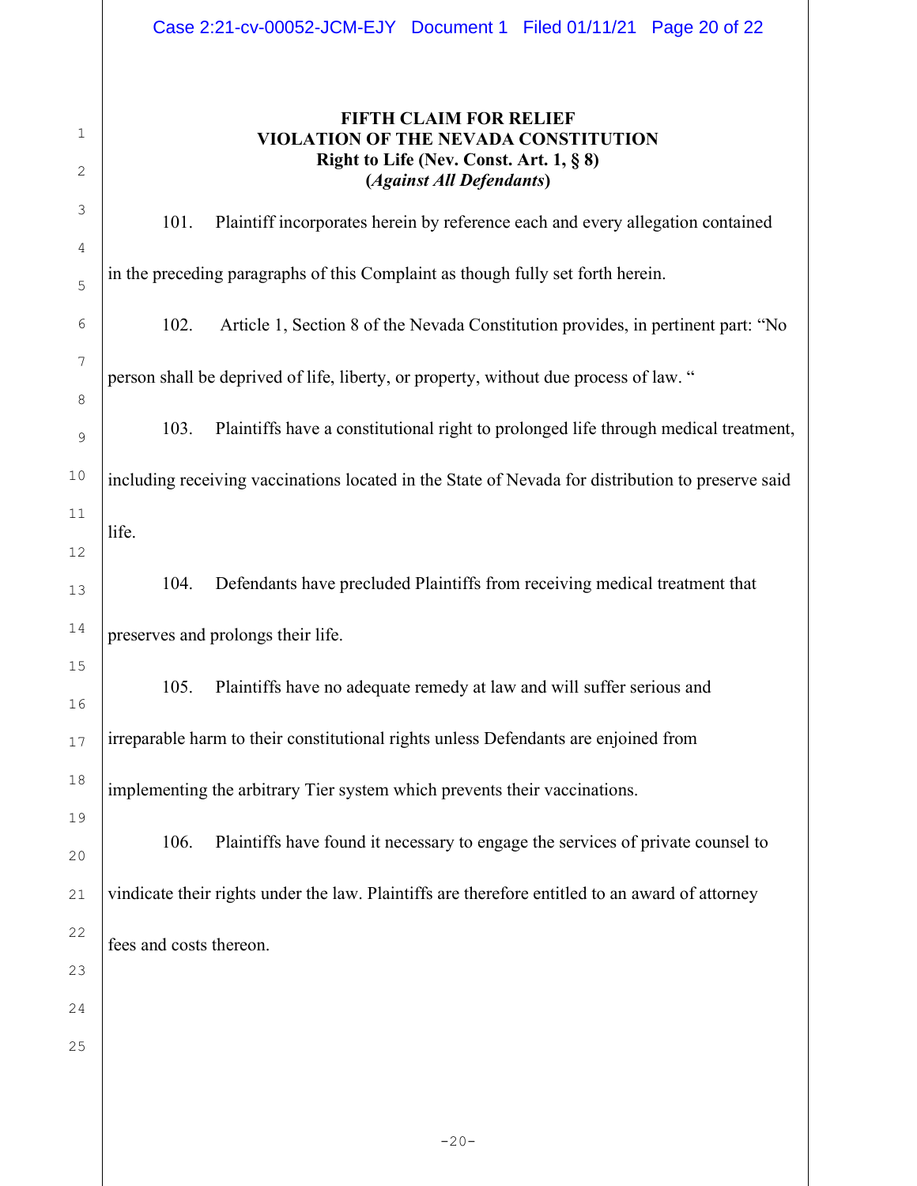**FIFTH CLAIM FOR RELIEF**
**VIOLATION OF THE NEVADA CONSTITUTION**
**Right to Life (Nev. Const. Art. 1, § 8)**
**(*Against All Defendants*)**

101. Plaintiff incorporates herein by reference each and every allegation contained in the preceding paragraphs of this Complaint as though fully set forth herein.

102. Article 1, Section 8 of the Nevada Constitution provides, in pertinent part: "No person shall be deprived of life, liberty, or property, without due process of law. "

103. Plaintiffs have a constitutional right to prolonged life through medical treatment, including receiving vaccinations located in the State of Nevada for distribution to preserve said life.

104. Defendants have precluded Plaintiffs from receiving medical treatment that preserves and prolongs their life.

105. Plaintiffs have no adequate remedy at law and will suffer serious and irreparable harm to their constitutional rights unless Defendants are enjoined from implementing the arbitrary Tier system which prevents their vaccinations.

106. Plaintiffs have found it necessary to engage the services of private counsel to vindicate their rights under the law. Plaintiffs are therefore entitled to an award of attorney fees and costs thereon.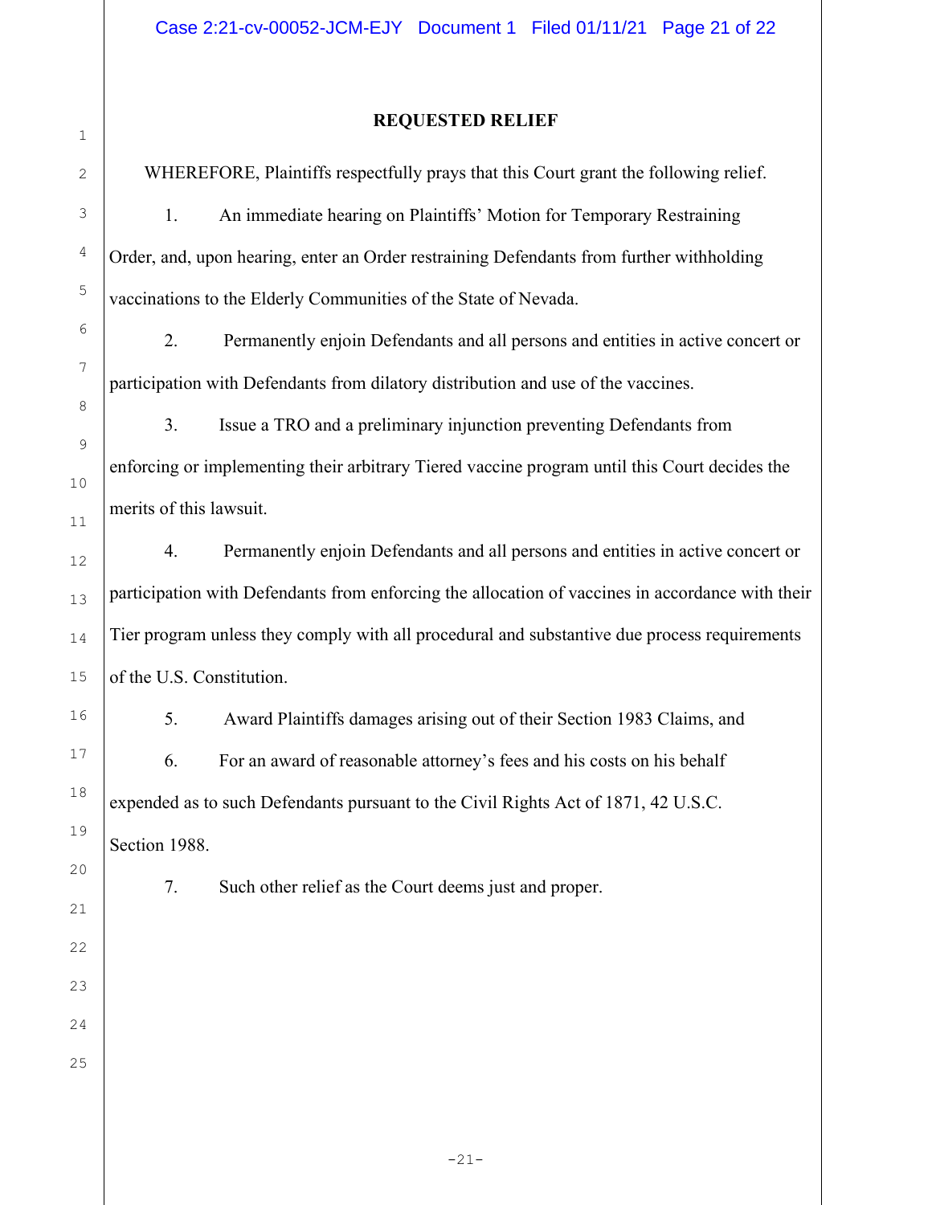## REQUESTED RELIEF

WHEREFORE, Plaintiffs respectfully prays that this Court grant the following relief.

1. An immediate hearing on Plaintiffs' Motion for Temporary Restraining Order, and, upon hearing, enter an Order restraining Defendants from further withholding vaccinations to the Elderly Communities of the State of Nevada.

2. Permanently enjoin Defendants and all persons and entities in active concert or participation with Defendants from dilatory distribution and use of the vaccines.

3. Issue a TRO and a preliminary injunction preventing Defendants from enforcing or implementing their arbitrary Tiered vaccine program until this Court decides the merits of this lawsuit.

4. Permanently enjoin Defendants and all persons and entities in active concert or participation with Defendants from enforcing the allocation of vaccines in accordance with their Tier program unless they comply with all procedural and substantive due process requirements of the U.S. Constitution.

5. Award Plaintiffs damages arising out of their Section 1983 Claims, and

6. For an award of reasonable attorney's fees and his costs on his behalf expended as to such Defendants pursuant to the Civil Rights Act of 1871, 42 U.S.C. Section 1988.

7. Such other relief as the Court deems just and proper.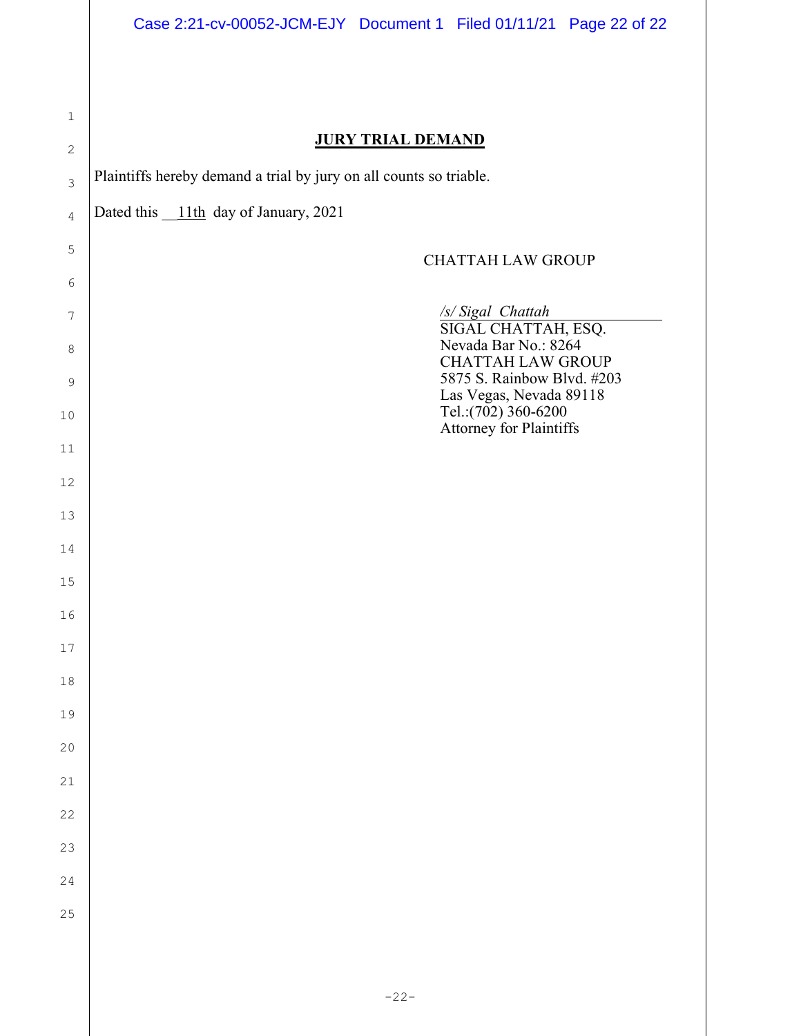## JURY TRIAL DEMAND

Plaintiffs hereby demand a trial by jury on all counts so triable.

Dated this \_\_11th day of January, 2021

CHATTAH LAW GROUP

*/s/ Sigal Chattah*

SIGAL CHATTAH, ESQ.
Nevada Bar No.: 8264
CHATTAH LAW GROUP
5875 S. Rainbow Blvd. #203
Las Vegas, Nevada 89118
Tel.:(702) 360-6200
Attorney for Plaintiffs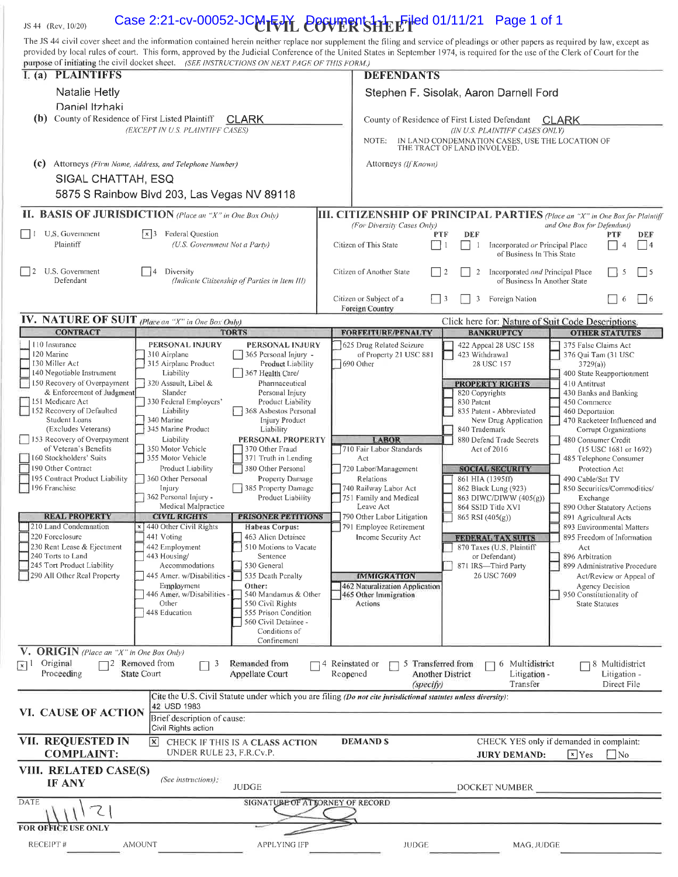JS 44 (Rev. 10/20)

# CIVIL COVER SHEET

The JS 44 civil cover sheet and the information contained herein neither replace nor supplement the filing and service of pleadings or other papers as required by law, except as provided by local rules of court. This form, approved by the Judicial Conference of the United States in September 1974, is required for the use of the Clerk of Court for the purpose of initiating the civil docket sheet. *(SEE INSTRUCTIONS ON NEXT PAGE OF THIS FORM.)*

## I. (a) PLAINTIFFS

Natalie Hetly
Daniel Itzhaki

**(b)** County of Residence of First Listed Plaintiff: CLARK
*(EXCEPT IN U.S. PLAINTIFF CASES)*

**(c)** Attorneys *(Firm Name, Address, and Telephone Number)*
SIGAL CHATTAH, ESQ
5875 S Rainbow Blvd 203, Las Vegas NV 89118

## DEFENDANTS

Stephen F. Sisolak, Aaron Darnell Ford

County of Residence of First Listed Defendant: CLARK
*(IN U.S. PLAINTIFF CASES ONLY)*
NOTE: IN LAND CONDEMNATION CASES, USE THE LOCATION OF THE TRACT OF LAND INVOLVED.

Attorneys *(If Known)*

## II. BASIS OF JURISDICTION *(Place an "X" in One Box Only)*

- [ ] 1 U.S. Government Plaintiff
- [x] 3 Federal Question *(U.S. Government Not a Party)*
- [ ] 2 U.S. Government Defendant
- [ ] 4 Diversity *(Indicate Citizenship of Parties in Item III)*

## III. CITIZENSHIP OF PRINCIPAL PARTIES *(Place an "X" in One Box for Plaintiff and One Box for Defendant)* *(For Diversity Cases Only)*

| | PTF | DEF | | PTF | DEF |
|---|---|---|---|---|---|
| Citizen of This State | [ ] 1 | [ ] 1 | Incorporated *or* Principal Place of Business In This State | [ ] 4 | [ ] 4 |
| Citizen of Another State | [ ] 2 | [ ] 2 | Incorporated *and* Principal Place of Business In Another State | [ ] 5 | [ ] 5 |
| Citizen or Subject of a Foreign Country | [ ] 3 | [ ] 3 | Foreign Nation | [ ] 6 | [ ] 6 |

## IV. NATURE OF SUIT *(Place an "X" in One Box Only)*

Click here for: Nature of Suit Code Descriptions.

**CONTRACT:** 110 Insurance; 120 Marine; 130 Miller Act; 140 Negotiable Instrument; 150 Recovery of Overpayment & Enforcement of Judgment; 151 Medicare Act; 152 Recovery of Defaulted Student Loans (Excludes Veterans); 153 Recovery of Overpayment of Veteran's Benefits; 160 Stockholders' Suits; 190 Other Contract; 195 Contract Product Liability; 196 Franchise

**REAL PROPERTY:** 210 Land Condemnation; 220 Foreclosure; 230 Rent Lease & Ejectment; 240 Torts to Land; 245 Tort Product Liability; 290 All Other Real Property

**TORTS – PERSONAL INJURY:** 310 Airplane; 315 Airplane Product Liability; 320 Assault, Libel & Slander; 330 Federal Employers' Liability; 340 Marine; 345 Marine Product Liability; 350 Motor Vehicle; 355 Motor Vehicle Product Liability; 360 Other Personal Injury; 362 Personal Injury - Medical Malpractice

**TORTS – PERSONAL INJURY:** 365 Personal Injury - Product Liability; 367 Health Care/ Pharmaceutical Personal Injury Product Liability; 368 Asbestos Personal Injury Product Liability

**PERSONAL PROPERTY:** 370 Other Fraud; 371 Truth in Lending; 380 Other Personal Property Damage; 385 Property Damage Product Liability

**CIVIL RIGHTS:** [x] 440 Other Civil Rights; 441 Voting; 442 Employment; 443 Housing/ Accommodations; 445 Amer. w/Disabilities - Employment; 446 Amer. w/Disabilities - Other; 448 Education

**PRISONER PETITIONS:** Habeas Corpus: 463 Alien Detainee; 510 Motions to Vacate Sentence; 530 General; 535 Death Penalty; Other: 540 Mandamus & Other; 550 Civil Rights; 555 Prison Condition; 560 Civil Detainee - Conditions of Confinement

**FORFEITURE/PENALTY:** 625 Drug Related Seizure of Property 21 USC 881; 690 Other

**LABOR:** 710 Fair Labor Standards Act; 720 Labor/Management Relations; 740 Railway Labor Act; 751 Family and Medical Leave Act; 790 Other Labor Litigation; 791 Employee Retirement Income Security Act

**IMMIGRATION:** 462 Naturalization Application; 465 Other Immigration Actions

**BANKRUPTCY:** 422 Appeal 28 USC 158; 423 Withdrawal 28 USC 157

**PROPERTY RIGHTS:** 820 Copyrights; 830 Patent; 835 Patent - Abbreviated New Drug Application; 840 Trademark; 880 Defend Trade Secrets Act of 2016

**SOCIAL SECURITY:** 861 HIA (1395ff); 862 Black Lung (923); 863 DIWC/DIWW (405(g)); 864 SSID Title XVI; 865 RSI (405(g))

**FEDERAL TAX SUITS:** 870 Taxes (U.S. Plaintiff or Defendant); 871 IRS—Third Party 26 USC 7609

**OTHER STATUTES:** 375 False Claims Act; 376 Qui Tam (31 USC 3729(a)); 400 State Reapportionment; 410 Antitrust; 430 Banks and Banking; 450 Commerce; 460 Deportation; 470 Racketeer Influenced and Corrupt Organizations; 480 Consumer Credit (15 USC 1681 or 1692); 485 Telephone Consumer Protection Act; 490 Cable/Sat TV; 850 Securities/Commodities/ Exchange; 890 Other Statutory Actions; 891 Agricultural Acts; 893 Environmental Matters; 895 Freedom of Information Act; 896 Arbitration; 899 Administrative Procedure Act/Review or Appeal of Agency Decision; 950 Constitutionality of State Statutes

## V. ORIGIN *(Place an "X" in One Box Only)*

- [x] 1 Original Proceeding
- [ ] 2 Removed from State Court
- [ ] 3 Remanded from Appellate Court
- [ ] 4 Reinstated or Reopened
- [ ] 5 Transferred from Another District *(specify)*
- [ ] 6 Multidistrict Litigation - Transfer
- [ ] 8 Multidistrict Litigation - Direct File

## VI. CAUSE OF ACTION

Cite the U.S. Civil Statute under which you are filing *(Do not cite jurisdictional statutes unless diversity)*: 42 USD 1983

Brief description of cause: Civil Rights action

## VII. REQUESTED IN COMPLAINT:

[x] CHECK IF THIS IS A CLASS ACTION UNDER RULE 23, F.R.Cv.P.

DEMAND $

CHECK YES only if demanded in complaint: JURY DEMAND: [x] Yes [ ] No

## VIII. RELATED CASE(S) IF ANY

*(See instructions):* JUDGE DOCKET NUMBER

DATE: 1/11/21

SIGNATURE OF ATTORNEY OF RECORD

FOR OFFICE USE ONLY

RECEIPT # AMOUNT APPLYING IFP JUDGE MAG. JUDGE